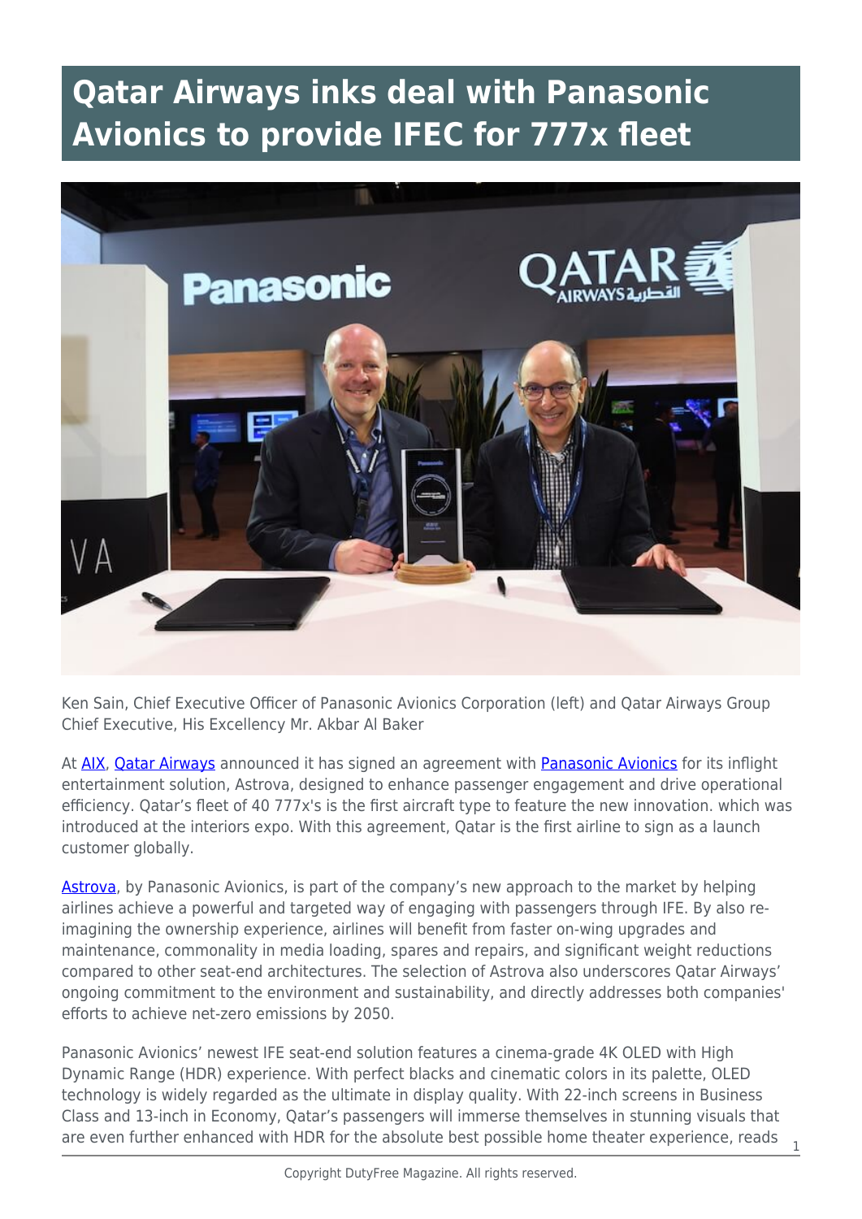# Qatar Airways inks deal with Panasonic Avionics to provide IFEC for 777x fleet

Ken Sain, Chief Executive Officer of Panasonic Avionics Corporation (left) and Qatar Airways Group Chief Executive, His Excellency Mr. Akbar Al Baker

At AIX, Qatar Airways announced it has signed an agreement with Panasonic Avionics for its inflight entertainment solution, Astrova, designed to enhance passenger engagement and drive operational efficiency. Qatar's fleet of 40 777x's is the first aircraft type to feature the new innovation. which was introduced at the interiors expo. With this agreement, Qatar is the first airline to sign as a launch customer globally.

Astrova, by Panasonic Avionics, is part of the company's new approach to the market by helping airlines achieve a powerful and targeted way of engaging with passengers through IFE. By also re-imagining the ownership experience, airlines will benefit from faster on-wing upgrades and maintenance, commonality in media loading, spares and repairs, and significant weight reductions compared to other seat-end architectures. The selection of Astrova also underscores Qatar Airways' ongoing commitment to the environment and sustainability, and directly addresses both companies' efforts to achieve net-zero emissions by 2050.

Panasonic Avionics' newest IFE seat-end solution features a cinema-grade 4K OLED with High Dynamic Range (HDR) experience. With perfect blacks and cinematic colors in its palette, OLED technology is widely regarded as the ultimate in display quality. With 22-inch screens in Business Class and 13-inch in Economy, Qatar's passengers will immerse themselves in stunning visuals that are even further enhanced with HDR for the absolute best possible home theater experience, reads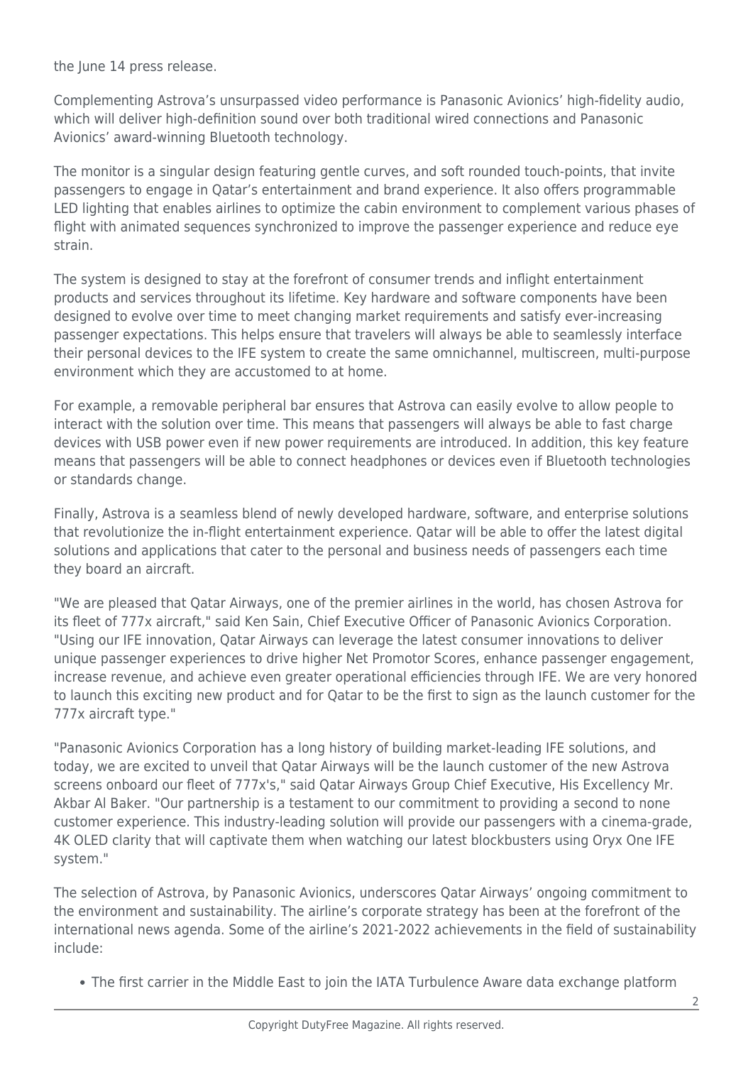the June 14 press release.

Complementing Astrova's unsurpassed video performance is Panasonic Avionics' high-fidelity audio, which will deliver high-definition sound over both traditional wired connections and Panasonic Avionics' award-winning Bluetooth technology.

The monitor is a singular design featuring gentle curves, and soft rounded touch-points, that invite passengers to engage in Qatar's entertainment and brand experience. It also offers programmable LED lighting that enables airlines to optimize the cabin environment to complement various phases of flight with animated sequences synchronized to improve the passenger experience and reduce eye strain.

The system is designed to stay at the forefront of consumer trends and inflight entertainment products and services throughout its lifetime. Key hardware and software components have been designed to evolve over time to meet changing market requirements and satisfy ever-increasing passenger expectations. This helps ensure that travelers will always be able to seamlessly interface their personal devices to the IFE system to create the same omnichannel, multiscreen, multi-purpose environment which they are accustomed to at home.

For example, a removable peripheral bar ensures that Astrova can easily evolve to allow people to interact with the solution over time. This means that passengers will always be able to fast charge devices with USB power even if new power requirements are introduced. In addition, this key feature means that passengers will be able to connect headphones or devices even if Bluetooth technologies or standards change.

Finally, Astrova is a seamless blend of newly developed hardware, software, and enterprise solutions that revolutionize the in-flight entertainment experience. Qatar will be able to offer the latest digital solutions and applications that cater to the personal and business needs of passengers each time they board an aircraft.

"We are pleased that Qatar Airways, one of the premier airlines in the world, has chosen Astrova for its fleet of 777x aircraft," said Ken Sain, Chief Executive Officer of Panasonic Avionics Corporation. "Using our IFE innovation, Qatar Airways can leverage the latest consumer innovations to deliver unique passenger experiences to drive higher Net Promotor Scores, enhance passenger engagement, increase revenue, and achieve even greater operational efficiencies through IFE. We are very honored to launch this exciting new product and for Qatar to be the first to sign as the launch customer for the 777x aircraft type."

"Panasonic Avionics Corporation has a long history of building market-leading IFE solutions, and today, we are excited to unveil that Qatar Airways will be the launch customer of the new Astrova screens onboard our fleet of 777x's," said Qatar Airways Group Chief Executive, His Excellency Mr. Akbar Al Baker. "Our partnership is a testament to our commitment to providing a second to none customer experience. This industry-leading solution will provide our passengers with a cinema-grade, 4K OLED clarity that will captivate them when watching our latest blockbusters using Oryx One IFE system."

The selection of Astrova, by Panasonic Avionics, underscores Qatar Airways' ongoing commitment to the environment and sustainability. The airline's corporate strategy has been at the forefront of the international news agenda. Some of the airline's 2021-2022 achievements in the field of sustainability include:

- The first carrier in the Middle East to join the IATA Turbulence Aware data exchange platform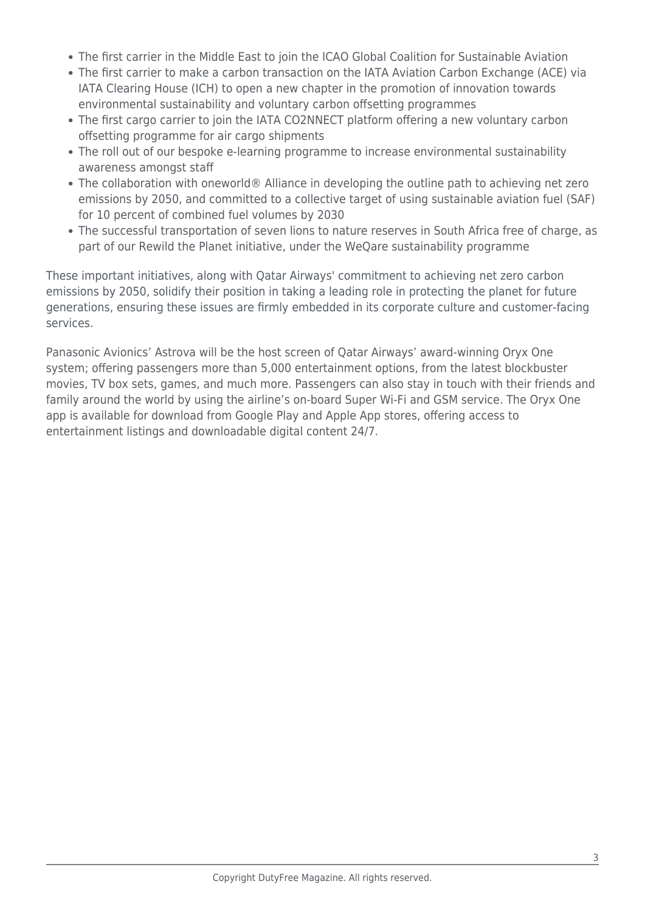- The first carrier in the Middle East to join the ICAO Global Coalition for Sustainable Aviation
- The first carrier to make a carbon transaction on the IATA Aviation Carbon Exchange (ACE) via IATA Clearing House (ICH) to open a new chapter in the promotion of innovation towards environmental sustainability and voluntary carbon offsetting programmes
- The first cargo carrier to join the IATA CO2NNECT platform offering a new voluntary carbon offsetting programme for air cargo shipments
- The roll out of our bespoke e-learning programme to increase environmental sustainability awareness amongst staff
- The collaboration with oneworld® Alliance in developing the outline path to achieving net zero emissions by 2050, and committed to a collective target of using sustainable aviation fuel (SAF) for 10 percent of combined fuel volumes by 2030
- The successful transportation of seven lions to nature reserves in South Africa free of charge, as part of our Rewild the Planet initiative, under the WeQare sustainability programme

These important initiatives, along with Qatar Airways' commitment to achieving net zero carbon emissions by 2050, solidify their position in taking a leading role in protecting the planet for future generations, ensuring these issues are firmly embedded in its corporate culture and customer-facing services.

Panasonic Avionics' Astrova will be the host screen of Qatar Airways' award-winning Oryx One system; offering passengers more than 5,000 entertainment options, from the latest blockbuster movies, TV box sets, games, and much more. Passengers can also stay in touch with their friends and family around the world by using the airline's on-board Super Wi-Fi and GSM service. The Oryx One app is available for download from Google Play and Apple App stores, offering access to entertainment listings and downloadable digital content 24/7.

Copyright DutyFree Magazine. All rights reserved.